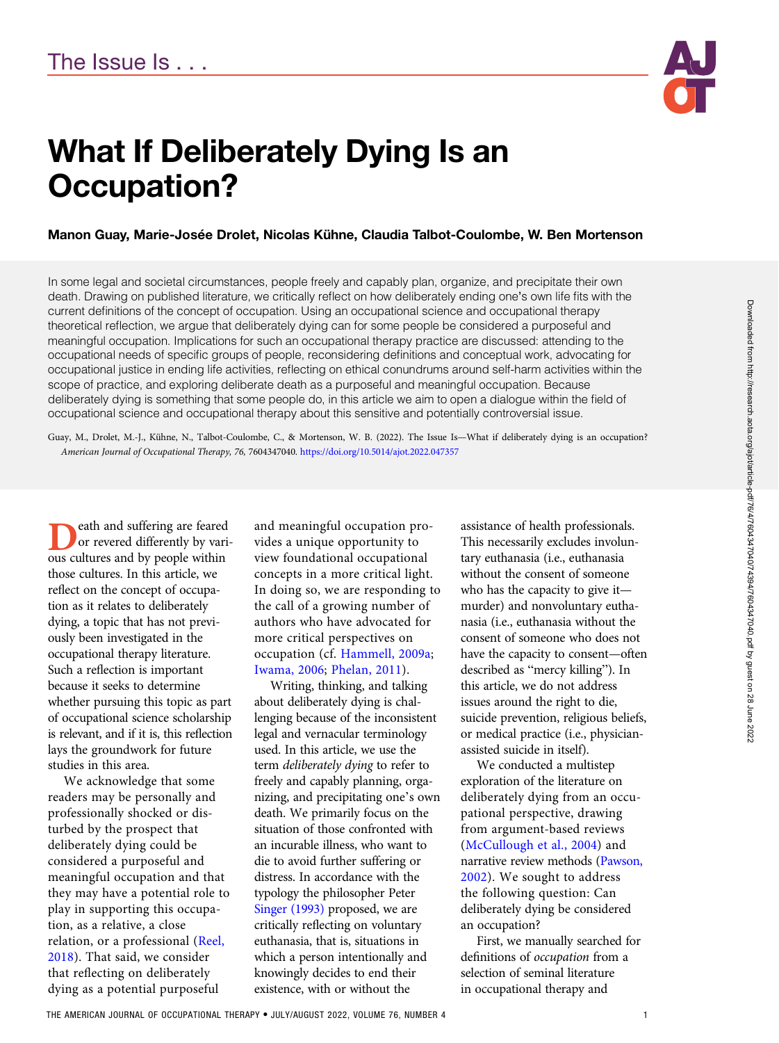The Issue Is . . .

# What If Deliberately Dying Is an Occupation?

**Manon Guay, Marie-Josée Drolet, Nicolas Kühne, Claudia Talbot-Coulombe, W. Ben Mortenson**

In some legal and societal circumstances, people freely and capably plan, organize, and precipitate their own death. Drawing on published literature, we critically reflect on how deliberately ending one's own life fits with the current definitions of the concept of occupation. Using an occupational science and occupational therapy theoretical reflection, we argue that deliberately dying can for some people be considered a purposeful and meaningful occupation. Implications for such an occupational therapy practice are discussed: attending to the occupational needs of specific groups of people, reconsidering definitions and conceptual work, advocating for occupational justice in ending life activities, reflecting on ethical conundrums around self-harm activities within the scope of practice, and exploring deliberate death as a purposeful and meaningful occupation. Because deliberately dying is something that some people do, in this article we aim to open a dialogue within the field of occupational science and occupational therapy about this sensitive and potentially controversial issue.

Guay, M., Drolet, M.-J., Kühne, N., Talbot-Coulombe, C., & Mortenson, W. B. (2022). The Issue Is—What if deliberately dying is an occupation? *American Journal of Occupational Therapy, 76*, 7604347040. https://doi.org/10.5014/ajot.2022.047357

Death and suffering are feared or revered differently by various cultures and by people within those cultures. In this article, we reflect on the concept of occupation as it relates to deliberately dying, a topic that has not previously been investigated in the occupational therapy literature. Such a reflection is important because it seeks to determine whether pursuing this topic as part of occupational science scholarship is relevant, and if it is, this reflection lays the groundwork for future studies in this area.

We acknowledge that some readers may be personally and professionally shocked or disturbed by the prospect that deliberately dying could be considered a purposeful and meaningful occupation and that they may have a potential role to play in supporting this occupation, as a relative, a close relation, or a professional (Reel, 2018). That said, we consider that reflecting on deliberately dying as a potential purposeful and meaningful occupation provides a unique opportunity to view foundational occupational concepts in a more critical light. In doing so, we are responding to the call of a growing number of authors who have advocated for more critical perspectives on occupation (cf. Hammell, 2009a; Iwama, 2006; Phelan, 2011).

Writing, thinking, and talking about deliberately dying is challenging because of the inconsistent legal and vernacular terminology used. In this article, we use the term *deliberately dying* to refer to freely and capably planning, organizing, and precipitating one's own death. We primarily focus on the situation of those confronted with an incurable illness, who want to die to avoid further suffering or distress. In accordance with the typology the philosopher Peter Singer (1993) proposed, we are critically reflecting on voluntary euthanasia, that is, situations in which a person intentionally and knowingly decides to end their existence, with or without the assistance of health professionals. This necessarily excludes involuntary euthanasia (i.e., euthanasia without the consent of someone who has the capacity to give it—murder) and nonvoluntary euthanasia (i.e., euthanasia without the consent of someone who does not have the capacity to consent—often described as "mercy killing"). In this article, we do not address issues around the right to die, suicide prevention, religious beliefs, or medical practice (i.e., physician-assisted suicide in itself).

We conducted a multistep exploration of the literature on deliberately dying from an occupational perspective, drawing from argument-based reviews (McCullough et al., 2004) and narrative review methods (Pawson, 2002). We sought to address the following question: Can deliberately dying be considered an occupation?

First, we manually searched for definitions of *occupation* from a selection of seminal literature in occupational therapy and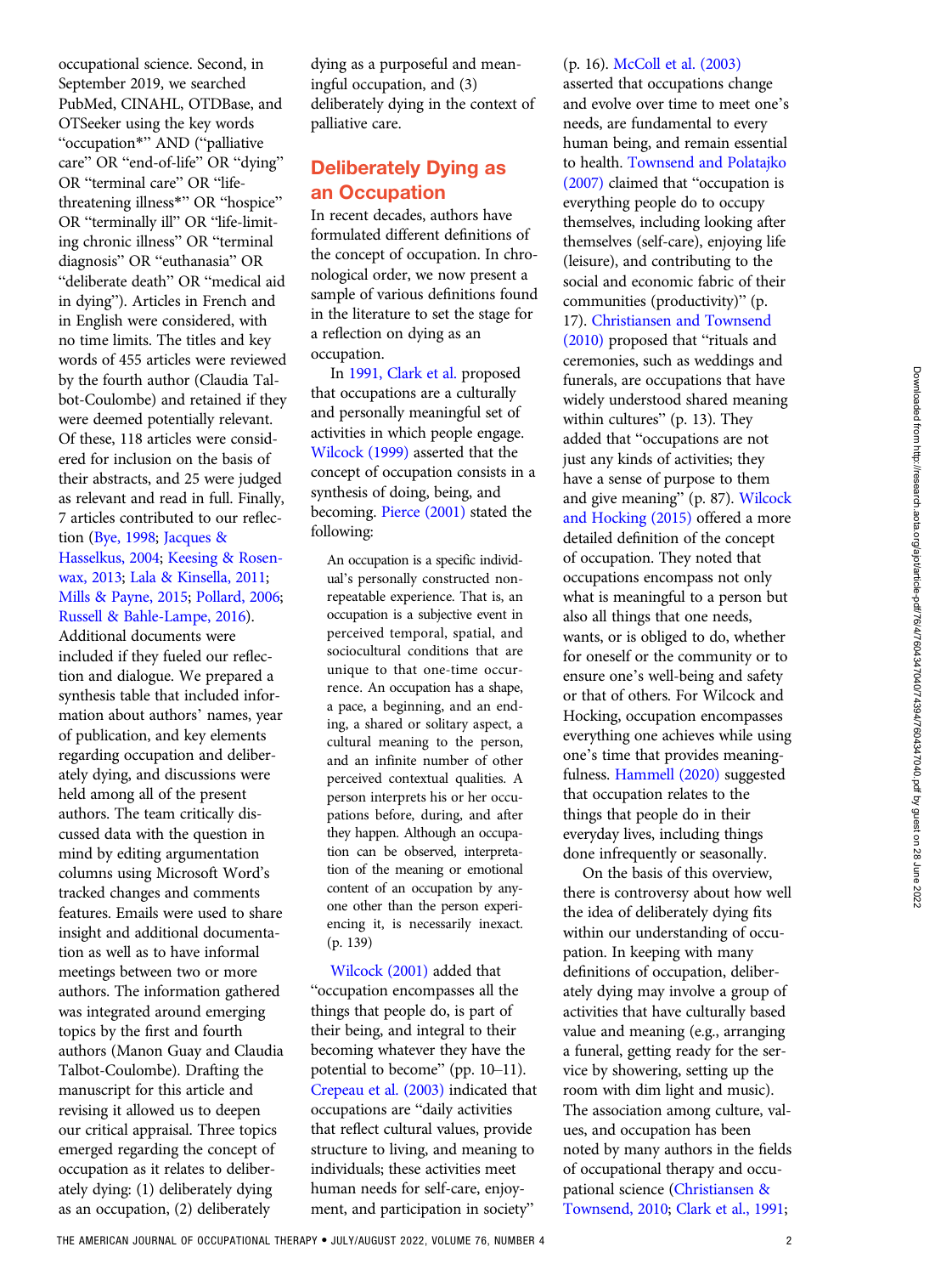occupational science. Second, in September 2019, we searched PubMed, CINAHL, OTDBase, and OTSeeker using the key words "occupation*" AND ("palliative care" OR "end-of-life" OR "dying" OR "terminal care" OR "life-threatening illness*" OR "hospice" OR "terminally ill" OR "life-limiting chronic illness" OR "terminal diagnosis" OR "euthanasia" OR "deliberate death" OR "medical aid in dying"). Articles in French and in English were considered, with no time limits. The titles and key words of 455 articles were reviewed by the fourth author (Claudia Talbot-Coulombe) and retained if they were deemed potentially relevant. Of these, 118 articles were considered for inclusion on the basis of their abstracts, and 25 were judged as relevant and read in full. Finally, 7 articles contributed to our reflection (Bye, 1998; Jacques & Hasselkus, 2004; Keesing & Rosenwax, 2013; Lala & Kinsella, 2011; Mills & Payne, 2015; Pollard, 2006; Russell & Bahle-Lampe, 2016). Additional documents were included if they fueled our reflection and dialogue. We prepared a synthesis table that included information about authors' names, year of publication, and key elements regarding occupation and deliberately dying, and discussions were held among all of the present authors. The team critically discussed data with the question in mind by editing argumentation columns using Microsoft Word's tracked changes and comments features. Emails were used to share insight and additional documentation as well as to have informal meetings between two or more authors. The information gathered was integrated around emerging topics by the first and fourth authors (Manon Guay and Claudia Talbot-Coulombe). Drafting the manuscript for this article and revising it allowed us to deepen our critical appraisal. Three topics emerged regarding the concept of occupation as it relates to deliberately dying: (1) deliberately dying as an occupation, (2) deliberately dying as a purposeful and meaningful occupation, and (3) deliberately dying in the context of palliative care.

## Deliberately Dying as an Occupation

In recent decades, authors have formulated different definitions of the concept of occupation. In chronological order, we now present a sample of various definitions found in the literature to set the stage for a reflection on dying as an occupation.

In 1991, Clark et al. proposed that occupations are a culturally and personally meaningful set of activities in which people engage. Wilcock (1999) asserted that the concept of occupation consists in a synthesis of doing, being, and becoming. Pierce (2001) stated the following:

> An occupation is a specific individual's personally constructed non-repeatable experience. That is, an occupation is a subjective event in perceived temporal, spatial, and sociocultural conditions that are unique to that one-time occurrence. An occupation has a shape, a pace, a beginning, and an ending, a shared or solitary aspect, a cultural meaning to the person, and an infinite number of other perceived contextual qualities. A person interprets his or her occupations before, during, and after they happen. Although an occupation can be observed, interpretation of the meaning or emotional content of an occupation by anyone other than the person experiencing it, is necessarily inexact. (p. 139)

Wilcock (2001) added that "occupation encompasses all the things that people do, is part of their being, and integral to their becoming whatever they have the potential to become" (pp. 10–11). Crepeau et al. (2003) indicated that occupations are "daily activities that reflect cultural values, provide structure to living, and meaning to individuals; these activities meet human needs for self-care, enjoyment, and participation in society" (p. 16). McColl et al. (2003) asserted that occupations change and evolve over time to meet one's needs, are fundamental to every human being, and remain essential to health. Townsend and Polatajko (2007) claimed that "occupation is everything people do to occupy themselves, including looking after themselves (self-care), enjoying life (leisure), and contributing to the social and economic fabric of their communities (productivity)" (p. 17). Christiansen and Townsend (2010) proposed that "rituals and ceremonies, such as weddings and funerals, are occupations that have widely understood shared meaning within cultures" (p. 13). They added that "occupations are not just any kinds of activities; they have a sense of purpose to them and give meaning" (p. 87). Wilcock and Hocking (2015) offered a more detailed definition of the concept of occupation. They noted that occupations encompass not only what is meaningful to a person but also all things that one needs, wants, or is obliged to do, whether for oneself or the community or to ensure one's well-being and safety or that of others. For Wilcock and Hocking, occupation encompasses everything one achieves while using one's time that provides meaningfulness. Hammell (2020) suggested that occupation relates to the things that people do in their everyday lives, including things done infrequently or seasonally.

On the basis of this overview, there is controversy about how well the idea of deliberately dying fits within our understanding of occupation. In keeping with many definitions of occupation, deliberately dying may involve a group of activities that have culturally based value and meaning (e.g., arranging a funeral, getting ready for the service by showering, setting up the room with dim light and music). The association among culture, values, and occupation has been noted by many authors in the fields of occupational therapy and occupational science (Christiansen & Townsend, 2010; Clark et al., 1991;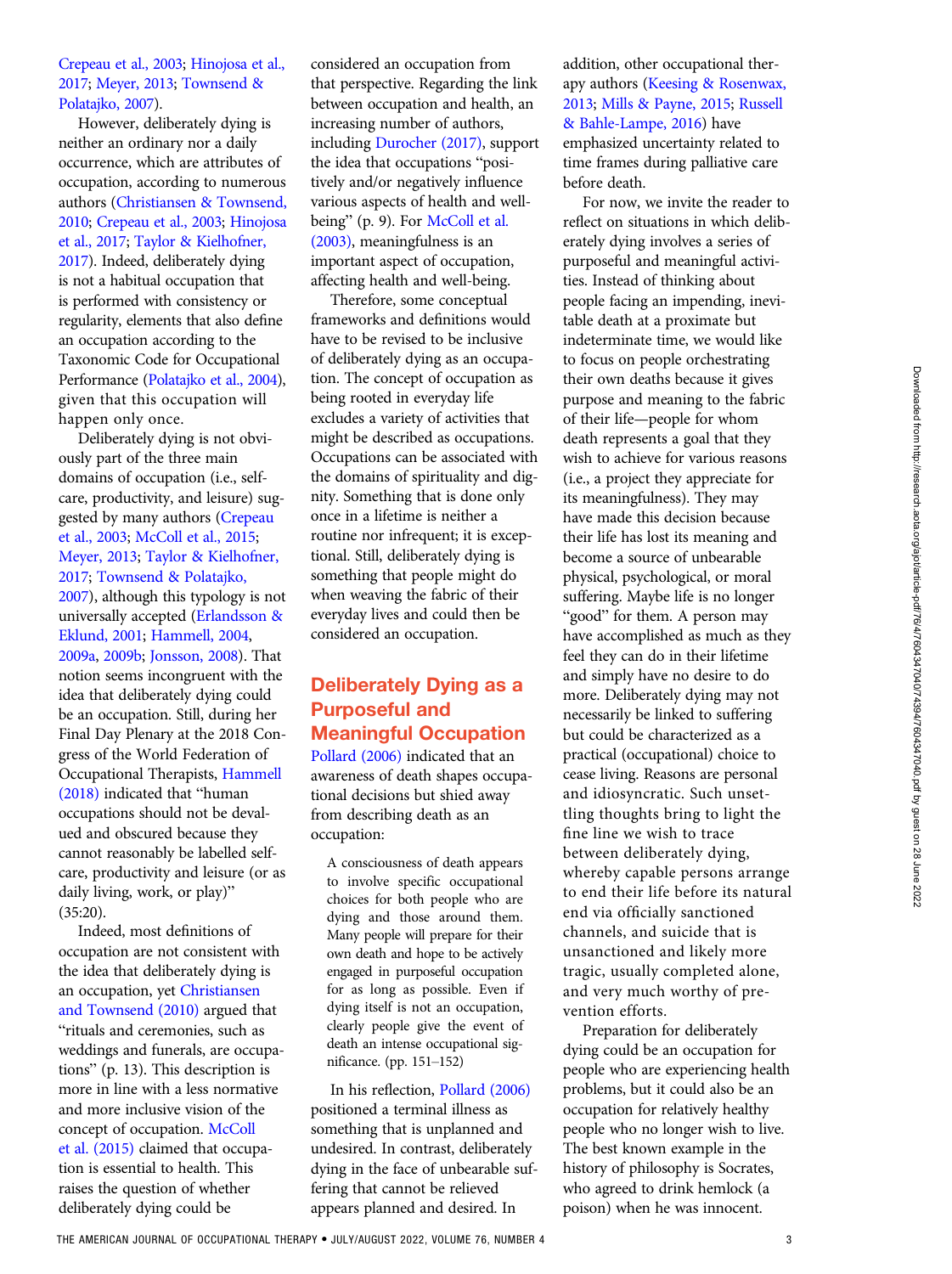Crepeau et al., 2003; Hinojosa et al., 2017; Meyer, 2013; Townsend & Polatajko, 2007).

However, deliberately dying is neither an ordinary nor a daily occurrence, which are attributes of occupation, according to numerous authors (Christiansen & Townsend, 2010; Crepeau et al., 2003; Hinojosa et al., 2017; Taylor & Kielhofner, 2017). Indeed, deliberately dying is not a habitual occupation that is performed with consistency or regularity, elements that also define an occupation according to the Taxonomic Code for Occupational Performance (Polatajko et al., 2004), given that this occupation will happen only once.

Deliberately dying is not obviously part of the three main domains of occupation (i.e., self-care, productivity, and leisure) suggested by many authors (Crepeau et al., 2003; McColl et al., 2015; Meyer, 2013; Taylor & Kielhofner, 2017; Townsend & Polatajko, 2007), although this typology is not universally accepted (Erlandsson & Eklund, 2001; Hammell, 2004, 2009a, 2009b; Jonsson, 2008). That notion seems incongruent with the idea that deliberately dying could be an occupation. Still, during her Final Day Plenary at the 2018 Congress of the World Federation of Occupational Therapists, Hammell (2018) indicated that "human occupations should not be devalued and obscured because they cannot reasonably be labelled self-care, productivity and leisure (or as daily living, work, or play)" (35:20).

Indeed, most definitions of occupation are not consistent with the idea that deliberately dying is an occupation, yet Christiansen and Townsend (2010) argued that "rituals and ceremonies, such as weddings and funerals, are occupations" (p. 13). This description is more in line with a less normative and more inclusive vision of the concept of occupation. McColl et al. (2015) claimed that occupation is essential to health. This raises the question of whether deliberately dying could be considered an occupation from that perspective. Regarding the link between occupation and health, an increasing number of authors, including Durocher (2017), support the idea that occupations "positively and/or negatively influence various aspects of health and well-being" (p. 9). For McColl et al. (2003), meaningfulness is an important aspect of occupation, affecting health and well-being.

Therefore, some conceptual frameworks and definitions would have to be revised to be inclusive of deliberately dying as an occupation. The concept of occupation as being rooted in everyday life excludes a variety of activities that might be described as occupations. Occupations can be associated with the domains of spirituality and dignity. Something that is done only once in a lifetime is neither a routine nor infrequent; it is exceptional. Still, deliberately dying is something that people might do when weaving the fabric of their everyday lives and could then be considered an occupation.

## Deliberately Dying as a Purposeful and Meaningful Occupation

Pollard (2006) indicated that an awareness of death shapes occupational decisions but shied away from describing death as an occupation:

> A consciousness of death appears to involve specific occupational choices for both people who are dying and those around them. Many people will prepare for their own death and hope to be actively engaged in purposeful occupation for as long as possible. Even if dying itself is not an occupation, clearly people give the event of death an intense occupational significance. (pp. 151–152)

In his reflection, Pollard (2006) positioned a terminal illness as something that is unplanned and undesired. In contrast, deliberately dying in the face of unbearable suffering that cannot be relieved appears planned and desired. In addition, other occupational therapy authors (Keesing & Rosenwax, 2013; Mills & Payne, 2015; Russell & Bahle-Lampe, 2016) have emphasized uncertainty related to time frames during palliative care before death.

For now, we invite the reader to reflect on situations in which deliberately dying involves a series of purposeful and meaningful activities. Instead of thinking about people facing an impending, inevitable death at a proximate but indeterminate time, we would like to focus on people orchestrating their own deaths because it gives purpose and meaning to the fabric of their life—people for whom death represents a goal that they wish to achieve for various reasons (i.e., a project they appreciate for its meaningfulness). They may have made this decision because their life has lost its meaning and become a source of unbearable physical, psychological, or moral suffering. Maybe life is no longer "good" for them. A person may have accomplished as much as they feel they can do in their lifetime and simply have no desire to do more. Deliberately dying may not necessarily be linked to suffering but could be characterized as a practical (occupational) choice to cease living. Reasons are personal and idiosyncratic. Such unsettling thoughts bring to light the fine line we wish to trace between deliberately dying, whereby capable persons arrange to end their life before its natural end via officially sanctioned channels, and suicide that is unsanctioned and likely more tragic, usually completed alone, and very much worthy of prevention efforts.

Preparation for deliberately dying could be an occupation for people who are experiencing health problems, but it could also be an occupation for relatively healthy people who no longer wish to live. The best known example in the history of philosophy is Socrates, who agreed to drink hemlock (a poison) when he was innocent.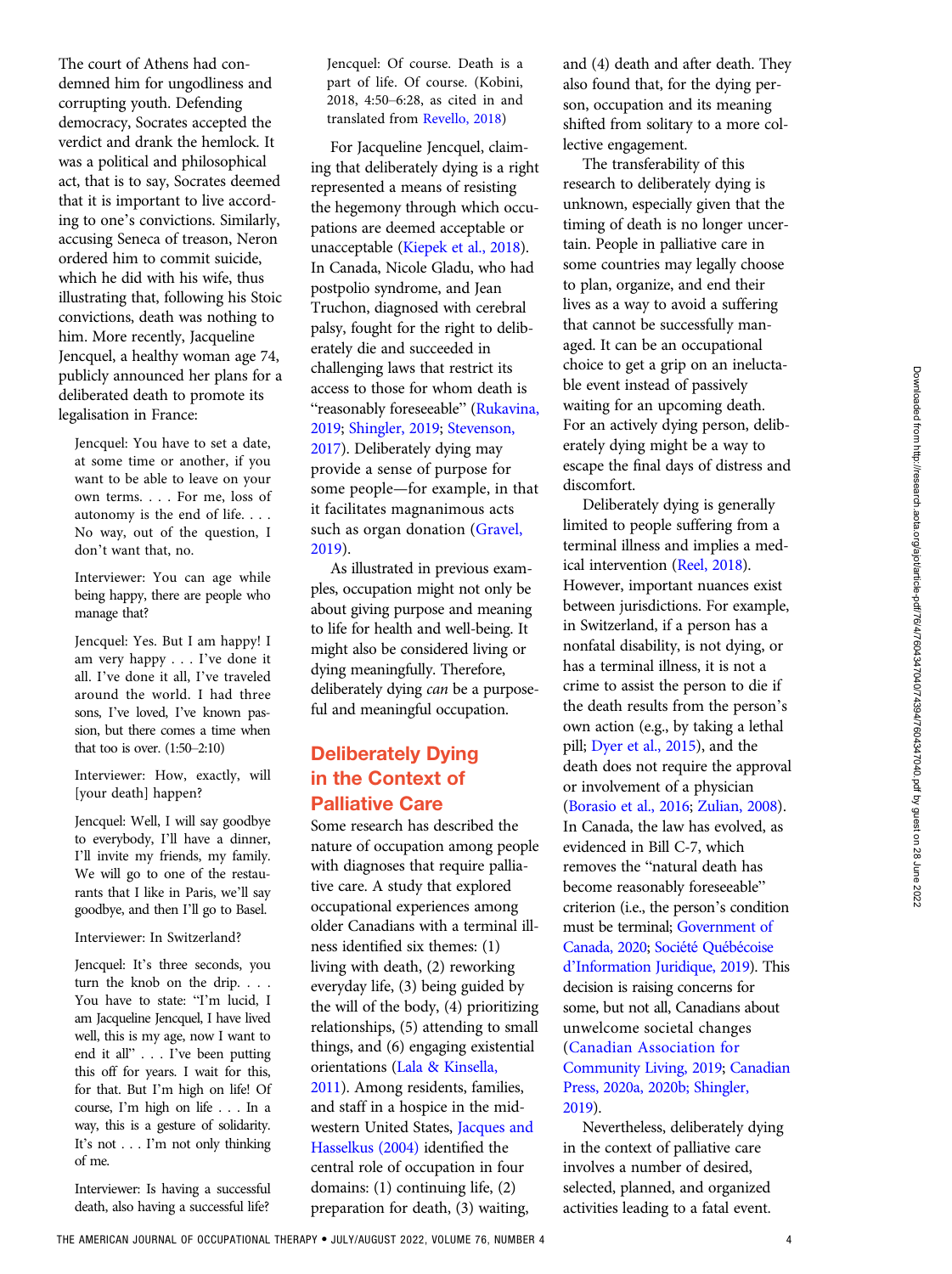The court of Athens had condemned him for ungodliness and corrupting youth. Defending democracy, Socrates accepted the verdict and drank the hemlock. It was a political and philosophical act, that is to say, Socrates deemed that it is important to live according to one's convictions. Similarly, accusing Seneca of treason, Neron ordered him to commit suicide, which he did with his wife, thus illustrating that, following his Stoic convictions, death was nothing to him. More recently, Jacqueline Jencquel, a healthy woman age 74, publicly announced her plans for a deliberated death to promote its legalisation in France:

> Jencquel: You have to set a date, at some time or another, if you want to be able to leave on your own terms. . . . For me, loss of autonomy is the end of life. . . . No way, out of the question, I don't want that, no.
>
> Interviewer: You can age while being happy, there are people who manage that?
>
> Jencquel: Yes. But I am happy! I am very happy . . . I've done it all. I've done it all, I've traveled around the world. I had three sons, I've loved, I've known passion, but there comes a time when that too is over. (1:50–2:10)
>
> Interviewer: How, exactly, will [your death] happen?
>
> Jencquel: Well, I will say goodbye to everybody, I'll have a dinner, I'll invite my friends, my family. We will go to one of the restaurants that I like in Paris, we'll say goodbye, and then I'll go to Basel.
>
> Interviewer: In Switzerland?
>
> Jencquel: It's three seconds, you turn the knob on the drip. . . . You have to state: "I'm lucid, I am Jacqueline Jencquel, I have lived well, this is my age, now I want to end it all" . . . I've been putting this off for years. I wait for this, for that. But I'm high on life! Of course, I'm high on life . . . In a way, this is a gesture of solidarity. It's not . . . I'm not only thinking of me.
>
> Interviewer: Is having a successful death, also having a successful life?
>
> Jencquel: Of course. Death is a part of life. Of course. (Kobini, 2018, 4:50–6:28, as cited in and translated from Revello, 2018)

For Jacqueline Jencquel, claiming that deliberately dying is a right represented a means of resisting the hegemony through which occupations are deemed acceptable or unacceptable (Kiepek et al., 2018). In Canada, Nicole Gladu, who had postpolio syndrome, and Jean Truchon, diagnosed with cerebral palsy, fought for the right to deliberately die and succeeded in challenging laws that restrict its access to those for whom death is "reasonably foreseeable" (Rukavina, 2019; Shingler, 2019; Stevenson, 2017). Deliberately dying may provide a sense of purpose for some people—for example, in that it facilitates magnanimous acts such as organ donation (Gravel, 2019).

As illustrated in previous examples, occupation might not only be about giving purpose and meaning to life for health and well-being. It might also be considered living or dying meaningfully. Therefore, deliberately dying *can* be a purposeful and meaningful occupation.

## Deliberately Dying in the Context of Palliative Care

Some research has described the nature of occupation among people with diagnoses that require palliative care. A study that explored occupational experiences among older Canadians with a terminal illness identified six themes: (1) living with death, (2) reworking everyday life, (3) being guided by the will of the body, (4) prioritizing small relationships, (5) attending to small things, and (6) engaging existential orientations (Lala & Kinsella, 2011). Among residents, families, and staff in a hospice in the midwestern United States, Jacques and Hasselkus (2004) identified the central role of occupation in four domains: (1) continuing life, (2) preparation for death, (3) waiting, and (4) death and after death. They also found that, for the dying person, occupation and its meaning shifted from solitary to a more collective engagement.

The transferability of this research to deliberately dying is unknown, especially given that the timing of death is no longer uncertain. People in palliative care in some countries may legally choose to plan, organize, and end their lives as a way to avoid a suffering that cannot be successfully managed. It can be an occupational choice to get a grip on an ineluctable event instead of passively waiting for an upcoming death. For an actively dying person, deliberately dying might be a way to escape the final days of distress and discomfort.

Deliberately dying is generally limited to people suffering from a terminal illness and implies a medical intervention (Reel, 2018). However, important nuances exist between jurisdictions. For example, in Switzerland, if a person has a nonfatal disability, is not dying, or has a terminal illness, it is not a crime to assist the person to die if the death results from the person's own action (e.g., by taking a lethal pill; Dyer et al., 2015), and the death does not require the approval or involvement of a physician (Borasio et al., 2016; Zulian, 2008). In Canada, the law has evolved, as evidenced in Bill C-7, which removes the "natural death has become reasonably foreseeable" criterion (i.e., the person's condition must be terminal; Government of Canada, 2020; Société Québécoise d'Information Juridique, 2019). This decision is raising concerns for some, but not all, Canadians about unwelcome societal changes (Canadian Association for Community Living, 2019; Canadian Press, 2020a, 2020b; Shingler, 2019).

Nevertheless, deliberately dying in the context of palliative care involves a number of desired, selected, planned, and organized activities leading to a fatal event.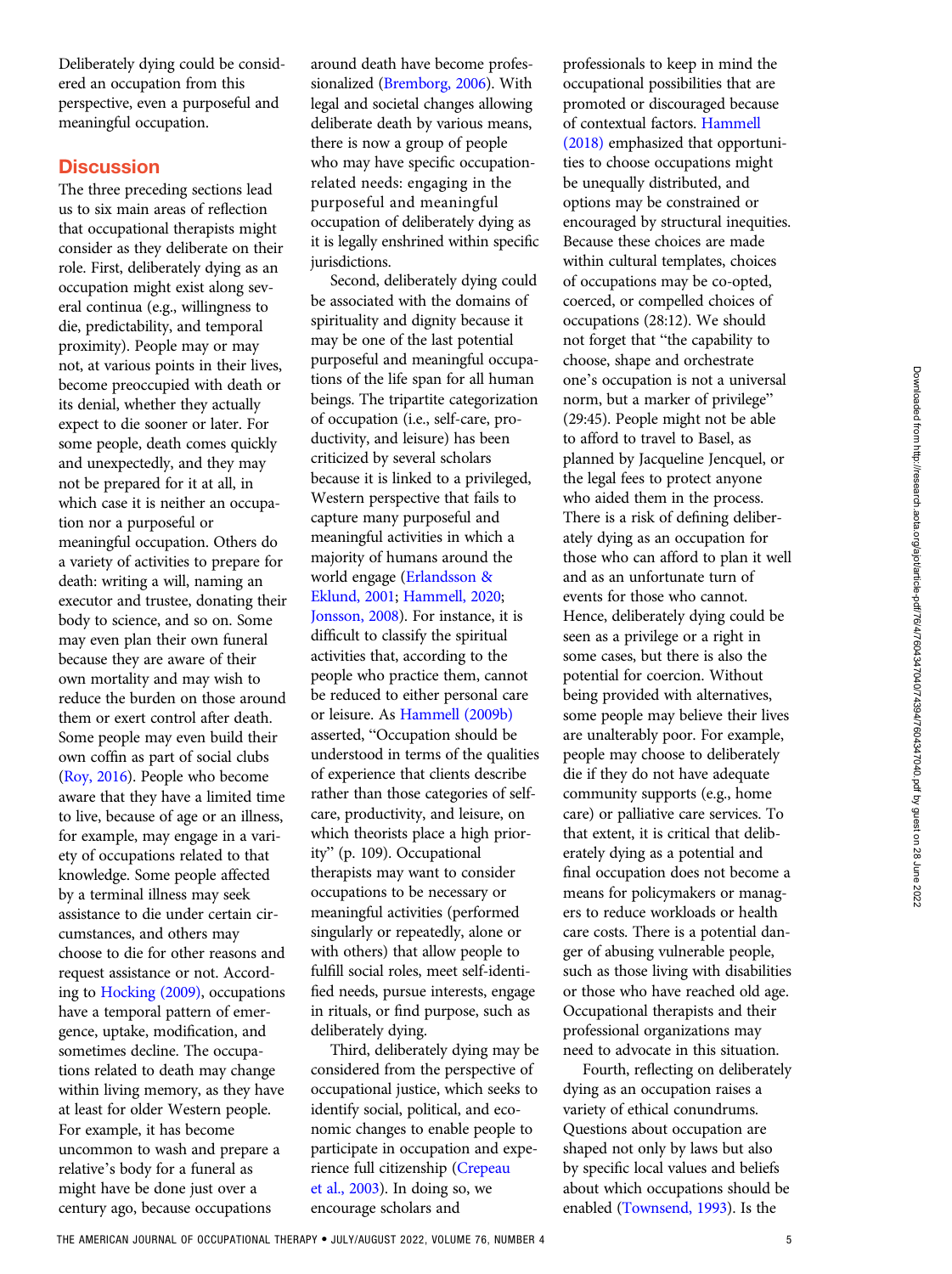Deliberately dying could be considered an occupation from this perspective, even a purposeful and meaningful occupation.

## Discussion

The three preceding sections lead us to six main areas of reflection that occupational therapists might consider as they deliberate on their role. First, deliberately dying as an occupation might exist along several continua (e.g., willingness to die, predictability, and temporal proximity). People may or may not, at various points in their lives, become preoccupied with death or its denial, whether they actually expect to die sooner or later. For some people, death comes quickly and unexpectedly, and they may not be prepared for it at all, in which case it is neither an occupation nor a purposeful or meaningful occupation. Others do a variety of activities to prepare for death: writing a will, naming an executor and trustee, donating their body to science, and so on. Some may even plan their own funeral because they are aware of their own mortality and may wish to reduce the burden on those around them or exert control after death. Some people may even build their own coffin as part of social clubs (Roy, 2016). People who become aware that they have a limited time to live, because of age or an illness, for example, may engage in a variety of occupations related to that knowledge. Some people affected by a terminal illness may seek assistance to die under certain circumstances, and others may choose to die for other reasons and request assistance or not. According to Hocking (2009), occupations have a temporal pattern of emergence, uptake, modification, and sometimes decline. The occupations related to death may change within living memory, as they have at least for older Western people. For example, it has become uncommon to wash and prepare a relative's body for a funeral as might have be done just over a century ago, because occupations around death have become professionalized (Bremborg, 2006). With legal and societal changes allowing deliberate death by various means, there is now a group of people who may have specific occupation-related needs: engaging in the purposeful and meaningful occupation of deliberately dying as it is legally enshrined within specific jurisdictions.

Second, deliberately dying could be associated with the domains of spirituality and dignity because it may be one of the last potential purposeful and meaningful occupations of the life span for all human beings. The tripartite categorization of occupation (i.e., self-care, productivity, and leisure) has been criticized by several scholars because it is linked to a privileged, Western perspective that fails to capture many purposeful and meaningful activities in which a majority of humans around the world engage (Erlandsson & Eklund, 2001; Hammell, 2020; Jonsson, 2008). For instance, it is difficult to classify the spiritual activities that, according to the people who practice them, cannot be reduced to either personal care or leisure. As Hammell (2009b) asserted, "Occupation should be understood in terms of the qualities of experience that clients describe rather than those categories of self-care, productivity, and leisure, on which theorists place a high priority" (p. 109). Occupational therapists may want to consider occupations to be necessary or meaningful activities (performed singularly or repeatedly, alone or with others) that allow people to fulfill social roles, meet self-identified needs, pursue interests, engage in rituals, or find purpose, such as deliberately dying.

Third, deliberately dying may be considered from the perspective of occupational justice, which seeks to identify social, political, and economic changes to enable people to participate in occupation and experience full citizenship (Crepeau et al., 2003). In doing so, we encourage scholars and professionals to keep in mind the occupational possibilities that are promoted or discouraged because of contextual factors. Hammell (2018) emphasized that opportunities to choose occupations might be unequally distributed, and options may be constrained or encouraged by structural inequities. Because these choices are made within cultural templates, choices of occupations may be co-opted, coerced, or compelled choices of occupations (28:12). We should not forget that "the capability to choose, shape and orchestrate one's occupation is not a universal norm, but a marker of privilege" (29:45). People might not be able to afford to travel to Basel, as planned by Jacqueline Jencquel, or the legal fees to protect anyone who aided them in the process. There is a risk of defining deliberately dying as an occupation for those who can afford to plan it well and as an unfortunate turn of events for those who cannot. Hence, deliberately dying could be seen as a privilege or a right in some cases, but there is also the potential for coercion. Without being provided with alternatives, some people may believe their lives are unalterably poor. For example, people may choose to deliberately die if they do not have adequate community supports (e.g., home care) or palliative care services. To that extent, it is critical that deliberately dying as a potential and final occupation does not become a means for policymakers or managers to reduce workloads or health care costs. There is a potential danger of abusing vulnerable people, such as those living with disabilities or those who have reached old age. Occupational therapists and their professional organizations may need to advocate in this situation.

Fourth, reflecting on deliberately dying as an occupation raises a variety of ethical conundrums. Questions about occupation are shaped not only by laws but also by specific local values and beliefs about which occupations should be enabled (Townsend, 1993). Is the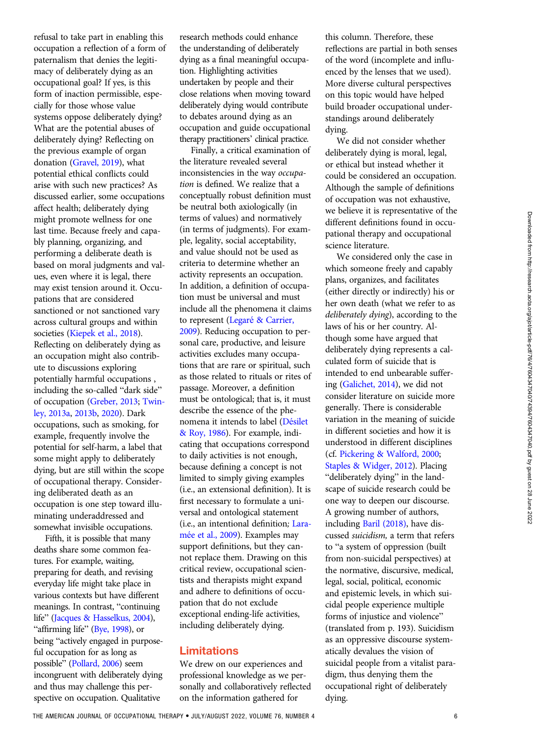refusal to take part in enabling this occupation a reflection of a form of paternalism that denies the legitimacy of deliberately dying as an occupational goal? If yes, is this form of inaction permissible, especially for those whose value systems oppose deliberately dying? What are the potential abuses of deliberately dying? Reflecting on the previous example of organ donation (Gravel, 2019), what potential ethical conflicts could arise with such new practices? As discussed earlier, some occupations affect health; deliberately dying might promote wellness for one last time. Because freely and capably planning, organizing, and performing a deliberate death is based on moral judgments and values, even where it is legal, there may exist tension around it. Occupations that are considered sanctioned or not sanctioned vary across cultural groups and within societies (Kiepek et al., 2018). Reflecting on deliberately dying as an occupation might also contribute to discussions exploring potentially harmful occupations , including the so-called "dark side" of occupation (Greber, 2013; Twinley, 2013a, 2013b, 2020). Dark occupations, such as smoking, for example, frequently involve the potential for self-harm, a label that some might apply to deliberately dying, but are still within the scope of occupational therapy. Considering deliberated death as an occupation is one step toward illuminating underaddressed and somewhat invisible occupations.

Fifth, it is possible that many deaths share some common features. For example, waiting, preparing for death, and revising everyday life might take place in various contexts but have different meanings. In contrast, "continuing life" (Jacques & Hasselkus, 2004), "affirming life" (Bye, 1998), or being "actively engaged in purposeful occupation for as long as possible" (Pollard, 2006) seem incongruent with deliberately dying and thus may challenge this perspective on occupation. Qualitative research methods could enhance the understanding of deliberately dying as a final meaningful occupation. Highlighting activities undertaken by people and their close relations when moving toward deliberately dying would contribute to debates around dying as an occupation and guide occupational therapy practitioners' clinical practice.

Finally, a critical examination of the literature revealed several inconsistencies in the way *occupation* is defined. We realize that a conceptually robust definition must be neutral both axiologically (in terms of values) and normatively (in terms of judgments). For example, legality, social acceptability, and value should not be used as criteria to determine whether an activity represents an occupation. In addition, a definition of occupation must be universal and must include all the phenomena it claims to represent (Legaré & Carrier, 2009). Reducing occupation to personal care, productive, and leisure activities excludes many occupations that are rare or spiritual, such as those related to rituals or rites of passage. Moreover, a definition must be ontological; that is, it must describe the essence of the phenomena it intends to label (Désilet & Roy, 1986). For example, indicating that occupations correspond to daily activities is not enough, because defining a concept is not limited to simply giving examples (i.e., an extensional definition). It is first necessary to formulate a universal and ontological statement (i.e., an intentional definition*;* Laramée et al., 2009). Examples may support definitions, but they cannot replace them. Drawing on this critical review, occupational scientists and therapists might expand and adhere to definitions of occupation that do not exclude exceptional ending-life activities, including deliberately dying.

## Limitations

We drew on our experiences and professional knowledge as we personally and collaboratively reflected on the information gathered for this column. Therefore, these reflections are partial in both senses of the word (incomplete and influenced by the lenses that we used). More diverse cultural perspectives on this topic would have helped build broader occupational understandings around deliberately dying.

We did not consider whether deliberately dying is moral, legal, or ethical but instead whether it could be considered an occupation. Although the sample of definitions of occupation was not exhaustive, we believe it is representative of the different definitions found in occupational therapy and occupational science literature.

We considered only the case in which someone freely and capably plans, organizes, and facilitates (either directly or indirectly) his or her own death (what we refer to as *deliberately dying*), according to the laws of his or her country. Although some have argued that deliberately dying represents a calculated form of suicide that is intended to end unbearable suffering (Galichet, 2014), we did not consider literature on suicide more generally. There is considerable variation in the meaning of suicide in different societies and how it is understood in different disciplines (cf. Pickering & Walford, 2000; Staples & Widger, 2012). Placing "deliberately dying" in the landscape of suicide research could be one way to deepen our discourse. A growing number of authors, including Baril (2018), have discussed *suicidism,* a term that refers to "a system of oppression (built from non-suicidal perspectives) at the normative, discursive, medical, legal, social, political, economic and epistemic levels, in which suicidal people experience multiple forms of injustice and violence" (translated from p. 193). Suicidism as an oppressive discourse systematically devalues the vision of suicidal people from a vitalist paradigm, thus denying them the occupational right of deliberately dying.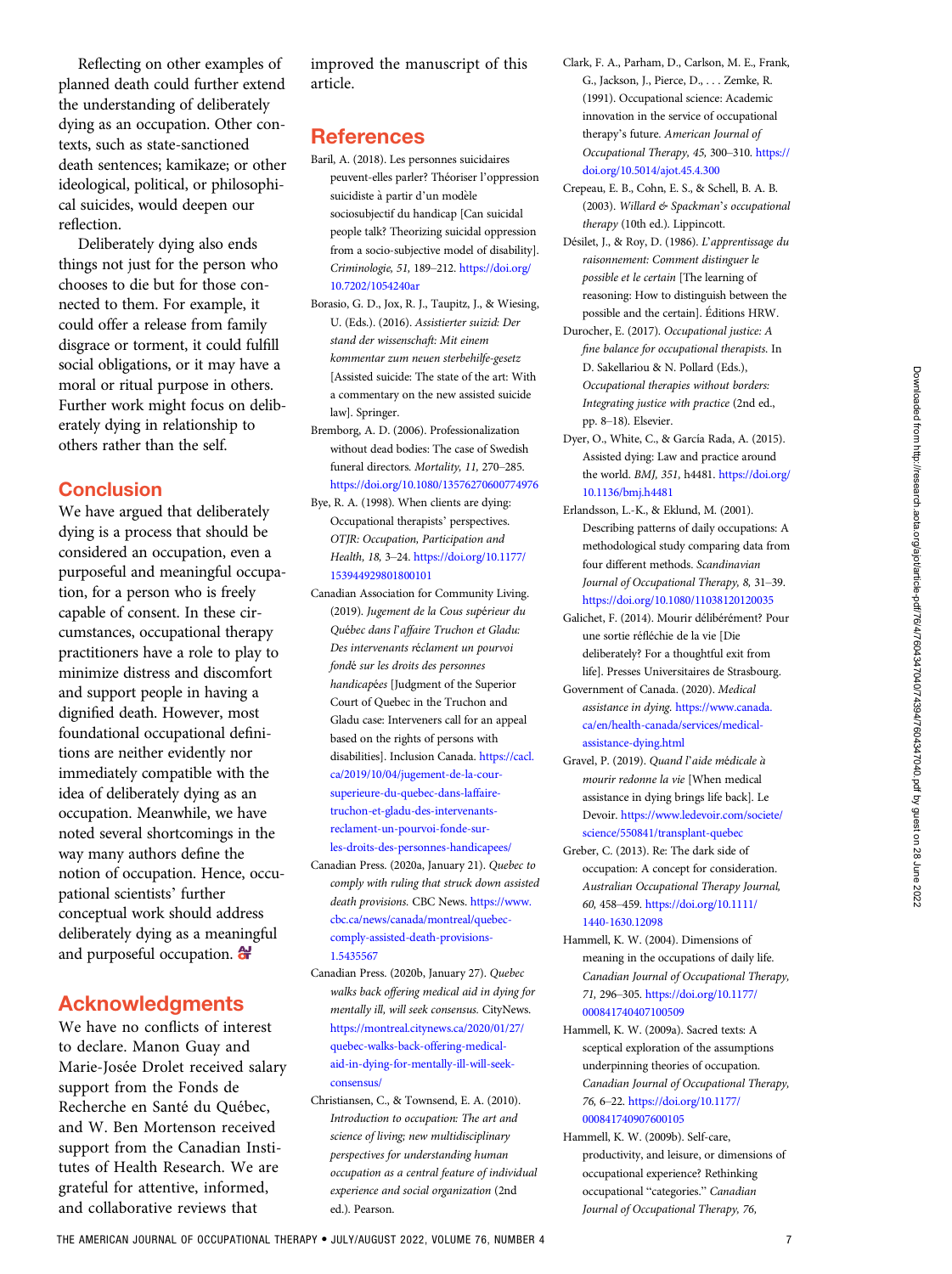Reflecting on other examples of planned death could further extend the understanding of deliberately dying as an occupation. Other contexts, such as state-sanctioned death sentences; kamikaze; or other ideological, political, or philosophical suicides, would deepen our reflection.

Deliberately dying also ends things not just for the person who chooses to die but for those connected to them. For example, it could offer a release from family disgrace or torment, it could fulfill social obligations, or it may have a moral or ritual purpose in others. Further work might focus on deliberately dying in relationship to others rather than the self.

## Conclusion

We have argued that deliberately dying is a process that should be considered an occupation, even a purposeful and meaningful occupation, for a person who is freely capable of consent. In these circumstances, occupational therapy practitioners have a role to play to minimize distress and discomfort and support people in having a dignified death. However, most foundational occupational definitions are neither evidently nor immediately compatible with the idea of deliberately dying as an occupation. Meanwhile, we have noted several shortcomings in the way many authors define the notion of occupation. Hence, occupational scientists' further conceptual work should address deliberately dying as a meaningful and purposeful occupation.

## Acknowledgments

We have no conflicts of interest to declare. Manon Guay and Marie-Josée Drolet received salary support from the Fonds de Recherche en Santé du Québec, and W. Ben Mortenson received support from the Canadian Institutes of Health Research. We are grateful for attentive, informed, and collaborative reviews that improved the manuscript of this article.

## References

Baril, A. (2018). Les personnes suicidaires peuvent-elles parler? Théoriser l'oppression suicidiste à partir d'un modèle sociosubjectif du handicap [Can suicidal people talk? Theorizing suicidal oppression from a socio-subjective model of disability]. *Criminologie, 51,* 189–212. https://doi.org/10.7202/1054240ar

Borasio, G. D., Jox, R. J., Taupitz, J., & Wiesing, U. (Eds.). (2016). *Assistierter suizid: Der stand der wissenschaft: Mit einem kommentar zum neuen sterbehilfe-gesetz* [Assisted suicide: The state of the art: With a commentary on the new assisted suicide law]. Springer.

Bremborg, A. D. (2006). Professionalization without dead bodies: The case of Swedish funeral directors. *Mortality, 11,* 270–285. https://doi.org/10.1080/13576270600774976

Bye, R. A. (1998). When clients are dying: Occupational therapists' perspectives. *OTJR: Occupation, Participation and Health, 18,* 3–24. https://doi.org/10.1177/153944929801800101

Canadian Association for Community Living. (2019). *Jugement de la Cous supérieur du Québec dans l'affaire Truchon et Gladu: Des intervenants réclament un pourvoi fondé sur les droits des personnes handicapées* [Judgment of the Superior Court of Quebec in the Truchon and Gladu case: Interveners call for an appeal based on the rights of persons with disabilities]. Inclusion Canada. https://cacl.ca/2019/10/04/jugement-de-la-cour-superieure-du-quebec-dans-laffaire-truchon-et-gladu-des-intervenants-reclament-un-pourvoi-fonde-sur-les-droits-des-personnes-handicapees/

Canadian Press. (2020a, January 21). *Quebec to comply with ruling that struck down assisted death provisions.* CBC News. https://www.cbc.ca/news/canada/montreal/quebec-comply-assisted-death-provisions-1.5435567

Canadian Press. (2020b, January 27). *Quebec walks back offering medical aid in dying for mentally ill, will seek consensus.* CityNews. https://montreal.citynews.ca/2020/01/27/quebec-walks-back-offering-medical-aid-in-dying-for-mentally-ill-will-seek-consensus/

Christiansen, C., & Townsend, E. A. (2010). *Introduction to occupation: The art and science of living; new multidisciplinary perspectives for understanding human occupation as a central feature of individual experience and social organization* (2nd ed.). Pearson.

Clark, F. A., Parham, D., Carlson, M. E., Frank, G., Jackson, J., Pierce, D., . . . Zemke, R. (1991). Occupational science: Academic innovation in the service of occupational therapy's future. *American Journal of Occupational Therapy, 45,* 300–310. https://doi.org/10.5014/ajot.45.4.300

Crepeau, E. B., Cohn, E. S., & Schell, B. A. B. (2003). *Willard & Spackman's occupational therapy* (10th ed.). Lippincott.

Désilet, J., & Roy, D. (1986). *L'apprentissage du raisonnement: Comment distinguer le possible et le certain* [The learning of reasoning: How to distinguish between the possible and the certain]. Éditions HRW.

Durocher, E. (2017). *Occupational justice: A fine balance for occupational therapists.* In D. Sakellariou & N. Pollard (Eds.), *Occupational therapies without borders: Integrating justice with practice* (2nd ed., pp. 8–18). Elsevier.

Dyer, O., White, C., & García Rada, A. (2015). Assisted dying: Law and practice around the world. *BMJ, 351,* h4481. https://doi.org/10.1136/bmj.h4481

Erlandsson, L.-K., & Eklund, M. (2001). Describing patterns of daily occupations: A methodological study comparing data from four different methods. *Scandinavian Journal of Occupational Therapy, 8,* 31–39. https://doi.org/10.1080/11038120120035

Galichet, F. (2014). Mourir délibérément? Pour une sortie réfléchie de la vie [Die deliberately? For a thoughtful exit from life]. Presses Universitaires de Strasbourg.

Government of Canada. (2020). *Medical assistance in dying.* https://www.canada.ca/en/health-canada/services/medical-assistance-dying.html

Gravel, P. (2019). *Quand l'aide médicale à mourir redonne la vie* [When medical assistance in dying brings life back]. Le Devoir. https://www.ledevoir.com/societe/science/550841/transplant-quebec

Greber, C. (2013). Re: The dark side of occupation: A concept for consideration. *Australian Occupational Therapy Journal, 60,* 458–459. https://doi.org/10.1111/1440-1630.12098

Hammell, K. W. (2004). Dimensions of meaning in the occupations of daily life. *Canadian Journal of Occupational Therapy, 71,* 296–305. https://doi.org/10.1177/000841740407100509

Hammell, K. W. (2009a). Sacred texts: A sceptical exploration of the assumptions underpinning theories of occupation. *Canadian Journal of Occupational Therapy, 76,* 6–22. https://doi.org/10.1177/000841740907600105

Hammell, K. W. (2009b). Self-care, productivity, and leisure, or dimensions of occupational experience? Rethinking occupational "categories." *Canadian Journal of Occupational Therapy, 76,*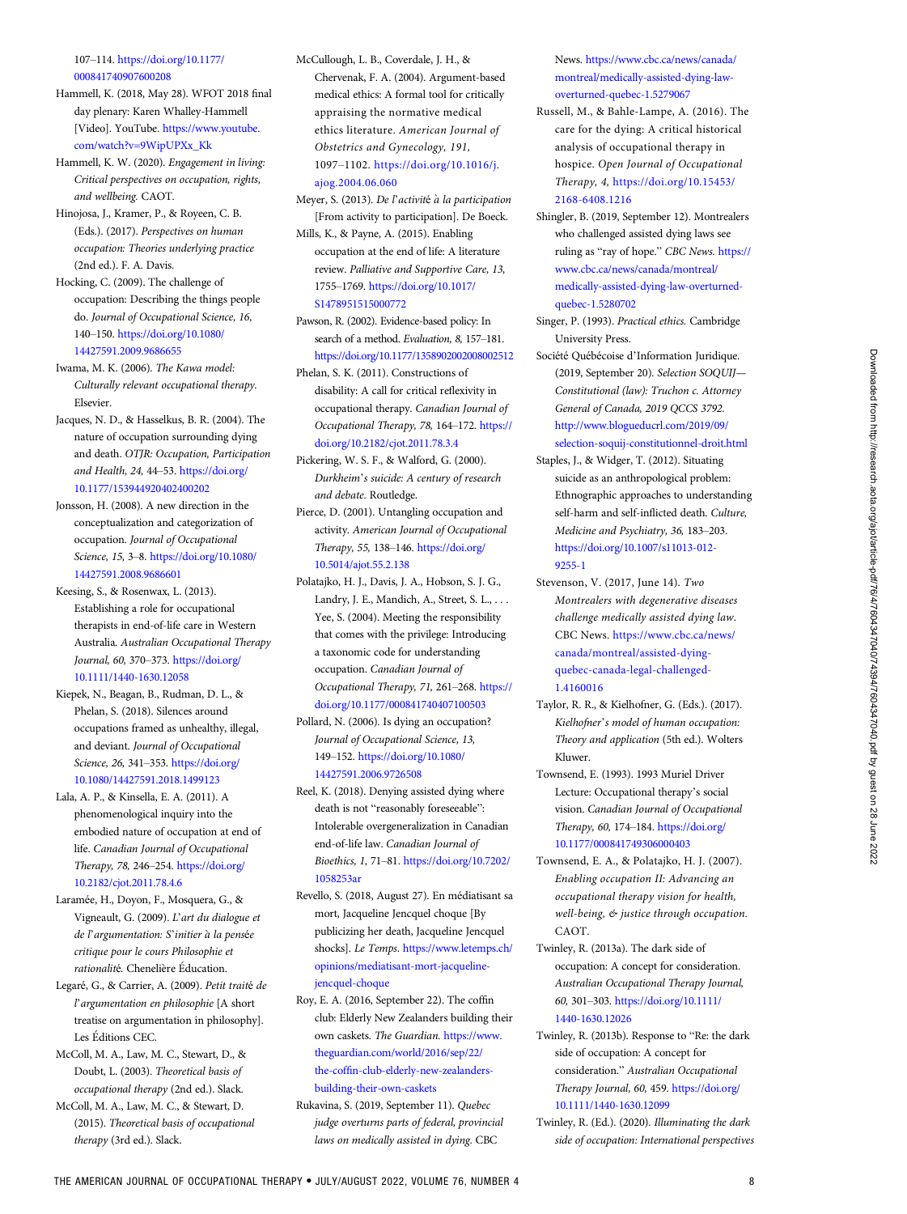107–114. https://doi.org/10.1177/000841740907600208

Hammell, K. (2018, May 28). WFOT 2018 final day plenary: Karen Whalley-Hammell [Video]. YouTube. https://www.youtube.com/watch?v=9WipUPXx_Kk

Hammell, K. W. (2020). *Engagement in living: Critical perspectives on occupation, rights, and wellbeing.* CAOT.

Hinojosa, J., Kramer, P., & Royeen, C. B. (Eds.). (2017). *Perspectives on human occupation: Theories underlying practice* (2nd ed.). F. A. Davis.

Hocking, C. (2009). The challenge of occupation: Describing the things people do. *Journal of Occupational Science, 16,* 140–150. https://doi.org/10.1080/14427591.2009.9686655

Iwama, M. K. (2006). *The Kawa model: Culturally relevant occupational therapy.* Elsevier.

Jacques, N. D., & Hasselkus, B. R. (2004). The nature of occupation surrounding dying and death. *OTJR: Occupation, Participation and Health, 24,* 44–53. https://doi.org/10.1177/153944920402400202

Jonsson, H. (2008). A new direction in the conceptualization and categorization of occupation. *Journal of Occupational Science, 15,* 3–8. https://doi.org/10.1080/14427591.2008.9686601

Keesing, S., & Rosenwax, L. (2013). Establishing a role for occupational therapists in end-of-life care in Western Australia. *Australian Occupational Therapy Journal, 60,* 370–373. https://doi.org/10.1111/1440-1630.12058

Kiepek, N., Beagan, B., Rudman, D. L., & Phelan, S. (2018). Silences around occupations framed as unhealthy, illegal, and deviant. *Journal of Occupational Science, 26,* 341–353. https://doi.org/10.1080/14427591.2018.1499123

Lala, A. P., & Kinsella, E. A. (2011). A phenomenological inquiry into the embodied nature of occupation at end of life. *Canadian Journal of Occupational Therapy, 78,* 246–254. https://doi.org/10.2182/cjot.2011.78.4.6

Laramée, H., Doyon, F., Mosquera, G., & Vigneault, G. (2009). *L'art du dialogue et de l'argumentation: S'initier à la pensée critique pour le cours Philosophie et rationalité.* Chenelière Éducation.

Legaré, G., & Carrier, A. (2009). *Petit traité de l'argumentation en philosophie* [A short treatise on argumentation in philosophy]. Les Éditions CEC.

McColl, M. A., Law, M. C., Stewart, D., & Doubt, L. (2003). *Theoretical basis of occupational therapy* (2nd ed.). Slack.

McColl, M. A., Law, M. C., & Stewart, D. (2015). *Theoretical basis of occupational therapy* (3rd ed.). Slack.

McCullough, L. B., Coverdale, J. H., & Chervenak, F. A. (2004). Argument-based medical ethics: A formal tool for critically appraising the normative medical ethics literature. *American Journal of Obstetrics and Gynecology, 191,* 1097–1102. https://doi.org/10.1016/j.ajog.2004.06.060

Meyer, S. (2013). *De l'activité à la participation* [From activity to participation]. De Boeck.

Mills, K., & Payne, A. (2015). Enabling occupation at the end of life: A literature review. *Palliative and Supportive Care, 13,* 1755–1769. https://doi.org/10.1017/S1478951515000772

Pawson, R. (2002). Evidence-based policy: In search of a method. *Evaluation, 8,* 157–181. https://doi.org/10.1177/1358902002008002512

Phelan, S. K. (2011). Constructions of disability: A call for critical reflexivity in occupational therapy. *Canadian Journal of Occupational Therapy, 78,* 164–172. https://doi.org/10.2182/cjot.2011.78.3.4

Pickering, W. S. F., & Walford, G. (2000). *Durkheim's suicide: A century of research and debate.* Routledge.

Pierce, D. (2001). Untangling occupation and activity. *American Journal of Occupational Therapy, 55,* 138–146. https://doi.org/10.5014/ajot.55.2.138

Polatajko, H. J., Davis, J. A., Hobson, S. J. G., Landry, J. E., Mandich, A., Street, S. L., . . . Yee, S. (2004). Meeting the responsibility that comes with the privilege: Introducing a taxonomic code for understanding occupation. *Canadian Journal of Occupational Therapy, 71,* 261–268. https://doi.org/10.1177/000841740407100503

Pollard, N. (2006). Is dying an occupation? *Journal of Occupational Science, 13,* 149–152. https://doi.org/10.1080/14427591.2006.9726508

Reel, K. (2018). Denying assisted dying where death is not "reasonably foreseeable": Intolerable overgeneralization in Canadian end-of-life law. *Canadian Journal of Bioethics, 1,* 71–81. https://doi.org/10.7202/1058253ar

Revello, S. (2018, August 27). En médiatisant sa mort, Jacqueline Jencquel choque [By publicizing her death, Jacqueline Jencquel shocks]. *Le Temps.* https://www.letemps.ch/opinions/mediatisant-mort-jacqueline-jencquel-choque

Roy, E. A. (2016, September 22). The coffin club: Elderly New Zealanders building their own caskets. *The Guardian.* https://www.theguardian.com/world/2016/sep/22/the-coffin-club-elderly-new-zealanders-building-their-own-caskets

Rukavina, S. (2019, September 11). *Quebec judge overturns parts of federal, provincial laws on medically assisted in dying.* CBC News. https://www.cbc.ca/news/canada/montreal/medically-assisted-dying-law-overturned-quebec-1.5279067

Russell, M., & Bahle-Lampe, A. (2016). The care for the dying: A critical historical analysis of occupational therapy in hospice. *Open Journal of Occupational Therapy, 4,* https://doi.org/10.15453/2168-6408.1216

Shingler, B. (2019, September 12). Montrealers who challenged assisted dying laws see ruling as "ray of hope." *CBC News.* https://www.cbc.ca/news/canada/montreal/medically-assisted-dying-law-overturned-quebec-1.5280702

Singer, P. (1993). *Practical ethics.* Cambridge University Press.

Société Québécoise d'Information Juridique. (2019, September 20). *Selection SOQUIJ—Constitutional (law): Truchon c. Attorney General of Canada, 2019 QCCS 3792.* http://www.blogueducrl.com/2019/09/selection-soquij-constitutionnel-droit.html

Staples, J., & Widger, T. (2012). Situating suicide as an anthropological problem: Ethnographic approaches to understanding self-harm and self-inflicted death. *Culture, Medicine and Psychiatry, 36,* 183–203. https://doi.org/10.1007/s11013-012-9255-1

Stevenson, V. (2017, June 14). *Two Montrealers with degenerative diseases challenge medically assisted dying law.* CBC News. https://www.cbc.ca/news/canada/montreal/assisted-dying-quebec-canada-legal-challenged-1.4160016

Taylor, R. R., & Kielhofner, G. (Eds.). (2017). *Kielhofner's model of human occupation: Theory and application* (5th ed.). Wolters Kluwer.

Townsend, E. (1993). 1993 Muriel Driver Lecture: Occupational therapy's social vision. *Canadian Journal of Occupational Therapy, 60,* 174–184. https://doi.org/10.1177/000841749306000403

Townsend, E. A., & Polatajko, H. J. (2007). *Enabling occupation II: Advancing an occupational therapy vision for health, well-being, & justice through occupation.* CAOT.

Twinley, R. (2013a). The dark side of occupation: A concept for consideration. *Australian Occupational Therapy Journal, 60,* 301–303. https://doi.org/10.1111/1440-1630.12026

Twinley, R. (2013b). Response to "Re: the dark side of occupation: A concept for consideration." *Australian Occupational Therapy Journal, 60,* 459. https://doi.org/10.1111/1440-1630.12099

Twinley, R. (Ed.). (2020). *Illuminating the dark side of occupation: International perspectives*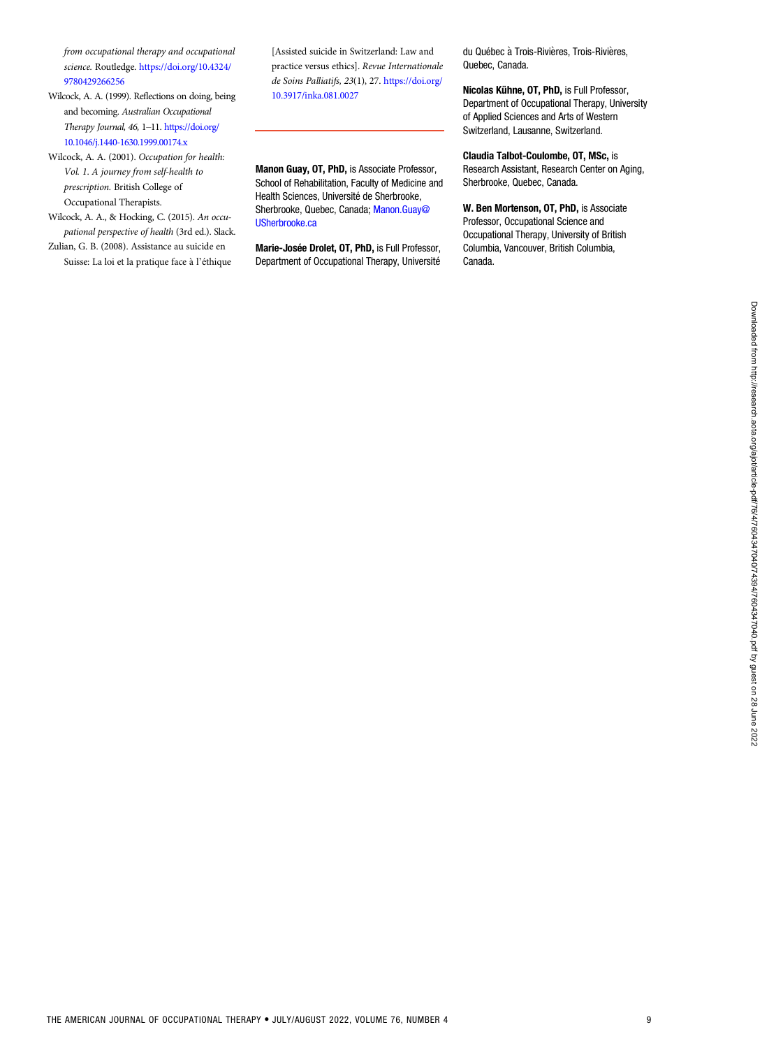*from occupational therapy and occupational science.* Routledge. https://doi.org/10.4324/9780429266256

Wilcock, A. A. (1999). Reflections on doing, being and becoming. *Australian Occupational Therapy Journal, 46,* 1–11. https://doi.org/10.1046/j.1440-1630.1999.00174.x

Wilcock, A. A. (2001). *Occupation for health: Vol. 1. A journey from self-health to prescription.* British College of Occupational Therapists.

Wilcock, A. A., & Hocking, C. (2015). *An occupational perspective of health* (3rd ed.). Slack.

Zulian, G. B. (2008). Assistance au suicide en Suisse: La loi et la pratique face à l'éthique [Assisted suicide in Switzerland: Law and practice versus ethics]. *Revue Internationale de Soins Palliatifs, 23*(1), 27. https://doi.org/10.3917/inka.081.0027

---

**Manon Guay, OT, PhD,** is Associate Professor, School of Rehabilitation, Faculty of Medicine and Health Sciences, Université de Sherbrooke, Sherbrooke, Quebec, Canada; Manon.Guay@USherbrooke.ca

**Marie-Josée Drolet, OT, PhD,** is Full Professor, Department of Occupational Therapy, Université du Québec à Trois-Rivières, Trois-Rivières, Quebec, Canada.

**Nicolas Kühne, OT, PhD,** is Full Professor, Department of Occupational Therapy, University of Applied Sciences and Arts of Western Switzerland, Lausanne, Switzerland.

**Claudia Talbot-Coulombe, OT, MSc,** is Research Assistant, Research Center on Aging, Sherbrooke, Quebec, Canada.

**W. Ben Mortenson, OT, PhD,** is Associate Professor, Occupational Science and Occupational Therapy, University of British Columbia, Vancouver, British Columbia, Canada.